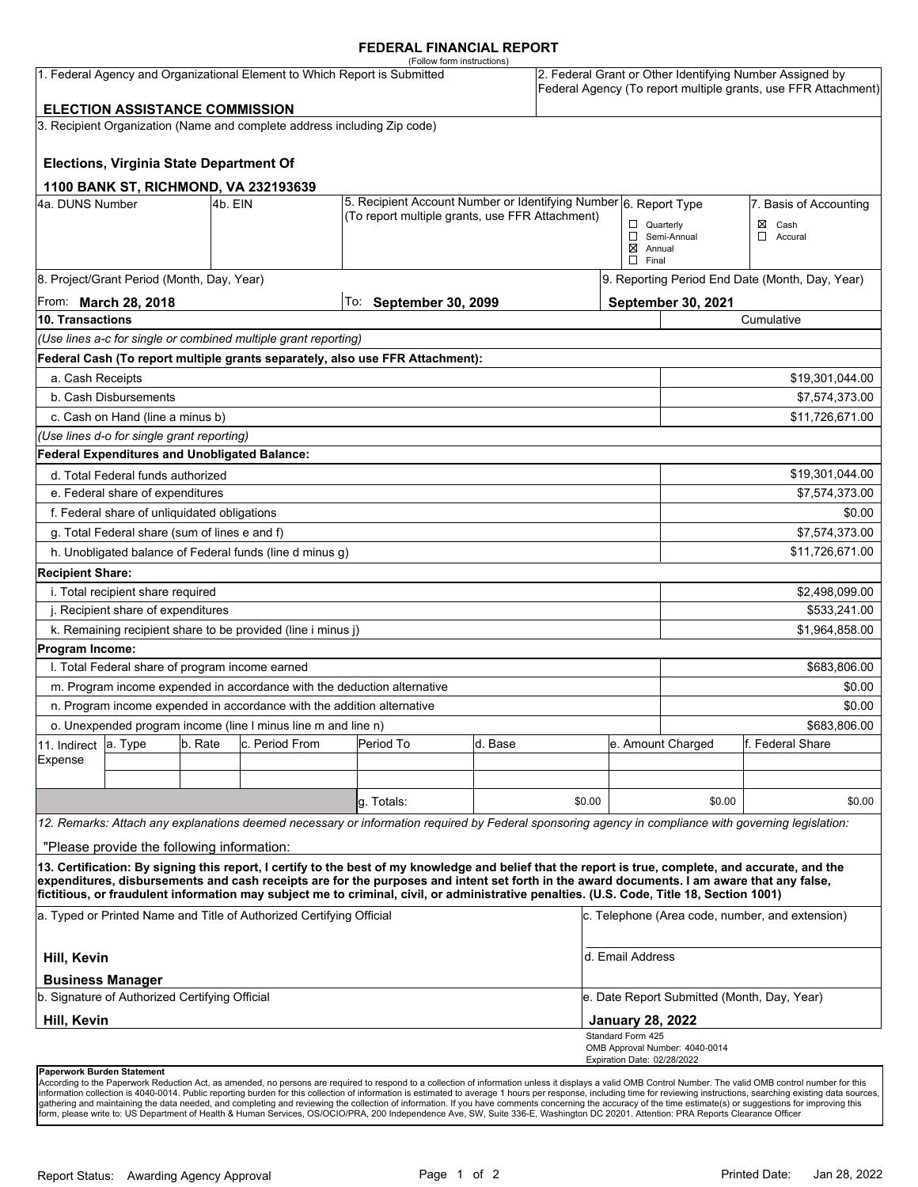# FEDERAL FINANCIAL REPORT

(Follow form instructions)

| 1. Federal Agency and Organizational Element to Which Report is Submitted | 2. Federal Grant or Other Identifying Number Assigned by Federal Agency (To report multiple grants, use FFR Attachment) |
|---|---|
| **ELECTION ASSISTANCE COMMISSION** | |

3. Recipient Organization (Name and complete address including Zip code)

**Elections, Virginia State Department Of**

**1100 BANK ST, RICHMOND, VA 232193639**

| 4a. DUNS Number | 4b. EIN | 5. Recipient Account Number or Identifying Number (To report multiple grants, use FFR Attachment) | 6. Report Type | 7. Basis of Accounting |
|---|---|---|---|---|
| | | | ☐ Quarterly ☐ Semi-Annual ☒ Annual ☐ Final | ☒ Cash ☐ Accural |

| 8. Project/Grant Period (Month, Day, Year) | | 9. Reporting Period End Date (Month, Day, Year) |
|---|---|---|
| From: **March 28, 2018** | To: **September 30, 2099** | **September 30, 2021** |

| 10. Transactions | Cumulative |
|---|---|
| *(Use lines a-c for single or combined multiple grant reporting)* | |
| **Federal Cash (To report multiple grants separately, also use FFR Attachment):** | |
| a. Cash Receipts | $19,301,044.00 |
| b. Cash Disbursements | $7,574,373.00 |
| c. Cash on Hand (line a minus b) | $11,726,671.00 |
| *(Use lines d-o for single grant reporting)* | |
| **Federal Expenditures and Unobligated Balance:** | |
| d. Total Federal funds authorized | $19,301,044.00 |
| e. Federal share of expenditures | $7,574,373.00 |
| f. Federal share of unliquidated obligations | $0.00 |
| g. Total Federal share (sum of lines e and f) | $7,574,373.00 |
| h. Unobligated balance of Federal funds (line d minus g) | $11,726,671.00 |
| **Recipient Share:** | |
| i. Total recipient share required | $2,498,099.00 |
| j. Recipient share of expenditures | $533,241.00 |
| k. Remaining recipient share to be provided (line i minus j) | $1,964,858.00 |
| **Program Income:** | |
| l. Total Federal share of program income earned | $683,806.00 |
| m. Program income expended in accordance with the deduction alternative | $0.00 |
| n. Program income expended in accordance with the addition alternative | $0.00 |
| o. Unexpended program income (line l minus line m and line n) | $683,806.00 |

| 11. Indirect Expense | a. Type | b. Rate | c. Period From | Period To | d. Base | e. Amount Charged | f. Federal Share |
|---|---|---|---|---|---|---|---|
| | | | | | | | |
| | | | | | | | |
| | | | | g. Totals: | $0.00 | $0.00 | $0.00 |

12. Remarks: *Attach any explanations deemed necessary or information required by Federal sponsoring agency in compliance with governing legislation:*

"Please provide the following information:

**13. Certification: By signing this report, I certify to the best of my knowledge and belief that the report is true, complete, and accurate, and the expenditures, disbursements and cash receipts are for the purposes and intent set forth in the award documents. I am aware that any false, fictitious, or fraudulent information may subject me to criminal, civil, or administrative penalties. (U.S. Code, Title 18, Section 1001)**

| a. Typed or Printed Name and Title of Authorized Certifying Official | c. Telephone (Area code, number, and extension) |
|---|---|
| **Hill, Kevin** **Business Manager** | d. Email Address |
| b. Signature of Authorized Certifying Official | e. Date Report Submitted (Month, Day, Year) |
| **Hill, Kevin** | **January 28, 2022** |

Standard Form 425
OMB Approval Number: 4040-0014
Expiration Date: 02/28/2022

**Paperwork Burden Statement**

According to the Paperwork Reduction Act, as amended, no persons are required to respond to a collection of information unless it displays a valid OMB Control Number. The valid OMB control number for this information collection is 4040-0014. Public reporting burden for this collection of information is estimated to average 1 hours per response, including time for reviewing instructions, searching existing data sources, gathering and maintaining the data needed, and completing and reviewing the collection of information. If you have comments concerning the accuracy of the time estimate(s) or suggestions for improving this form, please write to: US Department of Health & Human Services, OS/OCIO/PRA, 200 Independence Ave, SW, Suite 336-E, Washington DC 20201. Attention: PRA Reports Clearance Officer

Report Status: Awarding Agency Approval | Printed Date: Jan 28, 2022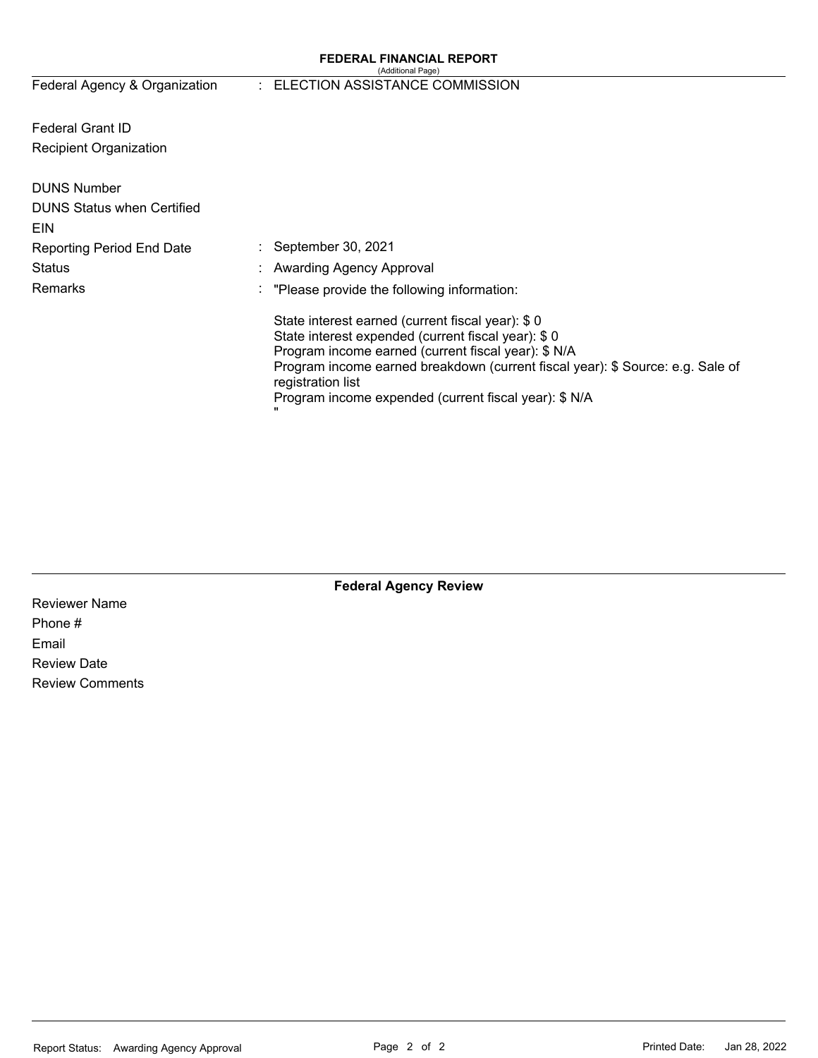## FEDERAL FINANCIAL REPORT

(Additional Page)

| | | |
|---|---|---|
| Federal Agency & Organization | : | ELECTION ASSISTANCE COMMISSION |
| Federal Grant ID | | |
| Recipient Organization | | |
| DUNS Number | | |
| DUNS Status when Certified | | |
| EIN | | |
| Reporting Period End Date | : | September 30, 2021 |
| Status | : | Awarding Agency Approval |
| Remarks | : | "Please provide the following information: |

State interest earned (current fiscal year): $ 0
State interest expended (current fiscal year): $ 0
Program income earned (current fiscal year): $ N/A
Program income earned breakdown (current fiscal year): $ Source: e.g. Sale of registration list
Program income expended (current fiscal year): $ N/A
"

### Federal Agency Review

Reviewer Name
Phone #
Email
Review Date
Review Comments

Report Status: Awarding Agency Approval

Printed Date: Jan 28, 2022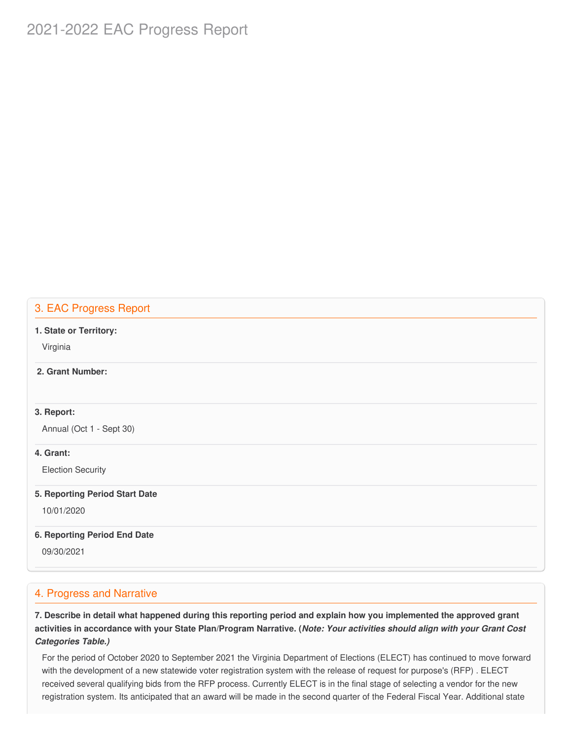# 2021-2022 EAC Progress Report

## 3. EAC Progress Report

**1. State or Territory:**

Virginia

**2. Grant Number:**

**3. Report:**

Annual (Oct 1 - Sept 30)

**4. Grant:**

Election Security

**5. Reporting Period Start Date**

10/01/2020

**6. Reporting Period End Date**

09/30/2021

## 4. Progress and Narrative

**7. Describe in detail what happened during this reporting period and explain how you implemented the approved grant activities in accordance with your State Plan/Program Narrative. (*Note: Your activities should align with your Grant Cost Categories Table.)***

For the period of October 2020 to September 2021 the Virginia Department of Elections (ELECT) has continued to move forward with the development of a new statewide voter registration system with the release of request for purpose's (RFP) . ELECT received several qualifying bids from the RFP process. Currently ELECT is in the final stage of selecting a vendor for the new registration system. Its anticipated that an award will be made in the second quarter of the Federal Fiscal Year. Additional state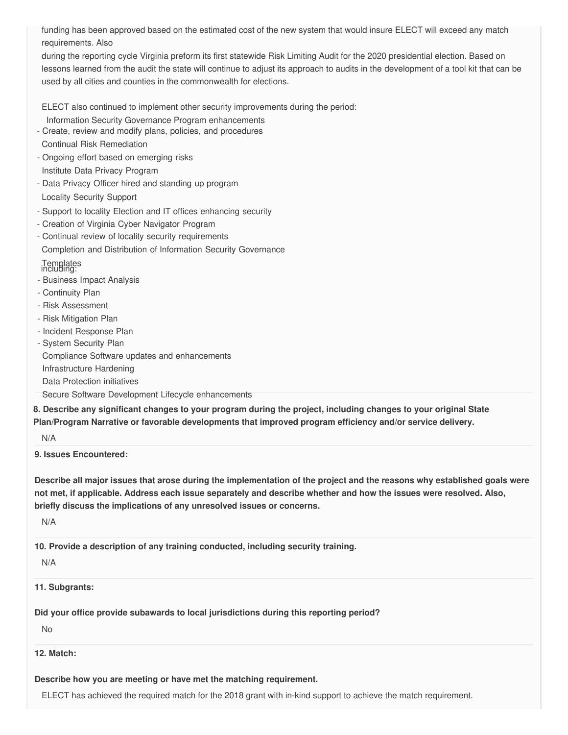funding has been approved based on the estimated cost of the new system that would insure ELECT will exceed any match requirements. Also

during the reporting cycle Virginia preform its first statewide Risk Limiting Audit for the 2020 presidential election. Based on lessons learned from the audit the state will continue to adjust its approach to audits in the development of a tool kit that can be used by all cities and counties in the commonwealth for elections.

ELECT also continued to implement other security improvements during the period:

Information Security Governance Program enhancements
- Create, review and modify plans, policies, and procedures

Continual Risk Remediation
- Ongoing effort based on emerging risks

Institute Data Privacy Program
- Data Privacy Officer hired and standing up program

Locality Security Support
- Support to locality Election and IT offices enhancing security
- Creation of Virginia Cyber Navigator Program
- Continual review of locality security requirements

Completion and Distribution of Information Security Governance Templates including:
- Business Impact Analysis
- Continuity Plan
- Risk Assessment
- Risk Mitigation Plan
- Incident Response Plan
- System Security Plan

Compliance Software updates and enhancements

Infrastructure Hardening

Data Protection initiatives

Secure Software Development Lifecycle enhancements

**8. Describe any significant changes to your program during the project, including changes to your original State Plan/Program Narrative or favorable developments that improved program efficiency and/or service delivery.**

N/A

**9. Issues Encountered:**

**Describe all major issues that arose during the implementation of the project and the reasons why established goals were not met, if applicable. Address each issue separately and describe whether and how the issues were resolved. Also, briefly discuss the implications of any unresolved issues or concerns.**

N/A

**10. Provide a description of any training conducted, including security training.**

N/A

**11. Subgrants:**

**Did your office provide subawards to local jurisdictions during this reporting period?**

No

**12. Match:**

**Describe how you are meeting or have met the matching requirement.**

ELECT has achieved the required match for the 2018 grant with in-kind support to achieve the match requirement.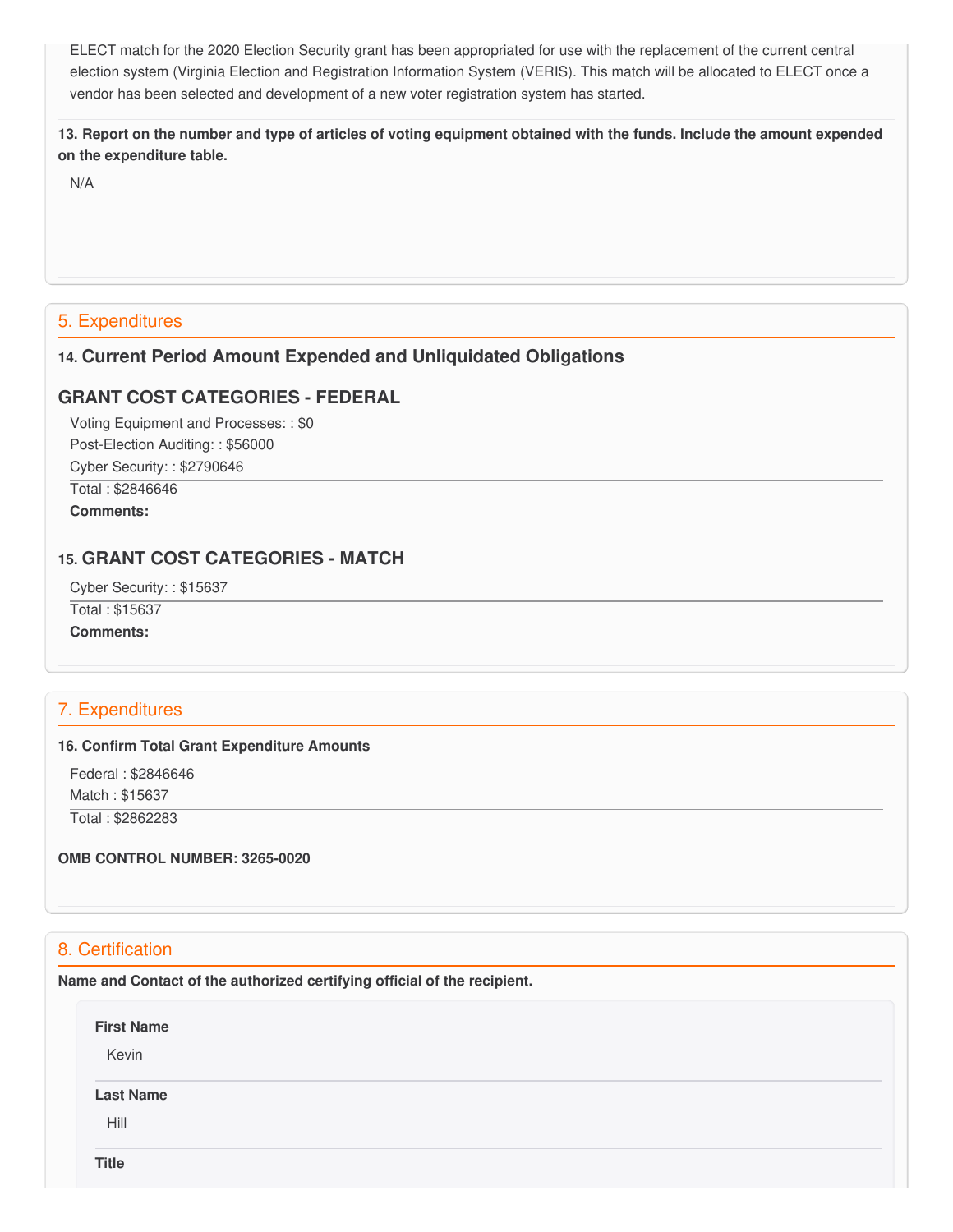ELECT match for the 2020 Election Security grant has been appropriated for use with the replacement of the current central election system (Virginia Election and Registration Information System (VERIS). This match will be allocated to ELECT once a vendor has been selected and development of a new voter registration system has started.

**13. Report on the number and type of articles of voting equipment obtained with the funds. Include the amount expended on the expenditure table.**

N/A

## 5. Expenditures

### 14. Current Period Amount Expended and Unliquidated Obligations

### GRANT COST CATEGORIES - FEDERAL

Voting Equipment and Processes: : $0
Post-Election Auditing: : $56000
Cyber Security: : $2790646

Total : $2846646

**Comments:**

### 15. GRANT COST CATEGORIES - MATCH

Cyber Security: : $15637

Total : $15637

**Comments:**

## 7. Expenditures

**16. Confirm Total Grant Expenditure Amounts**

Federal : $2846646
Match : $15637

Total : $2862283

**OMB CONTROL NUMBER: 3265-0020**

## 8. Certification

**Name and Contact of the authorized certifying official of the recipient.**

**First Name**

Kevin

**Last Name**

Hill

**Title**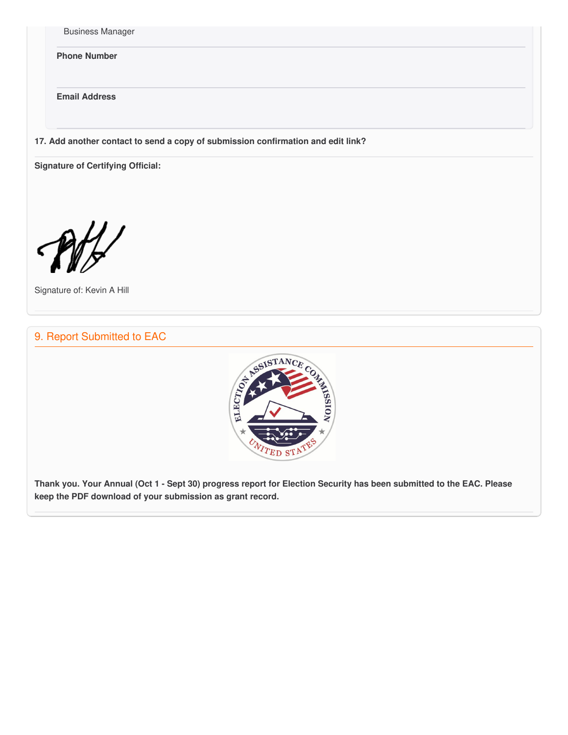Business Manager

**Phone Number**

**Email Address**

**17. Add another contact to send a copy of submission confirmation and edit link?**

**Signature of Certifying Official:**

Signature of: Kevin A Hill

## 9. Report Submitted to EAC

**Thank you. Your Annual (Oct 1 - Sept 30) progress report for Election Security has been submitted to the EAC. Please keep the PDF download of your submission as grant record.**